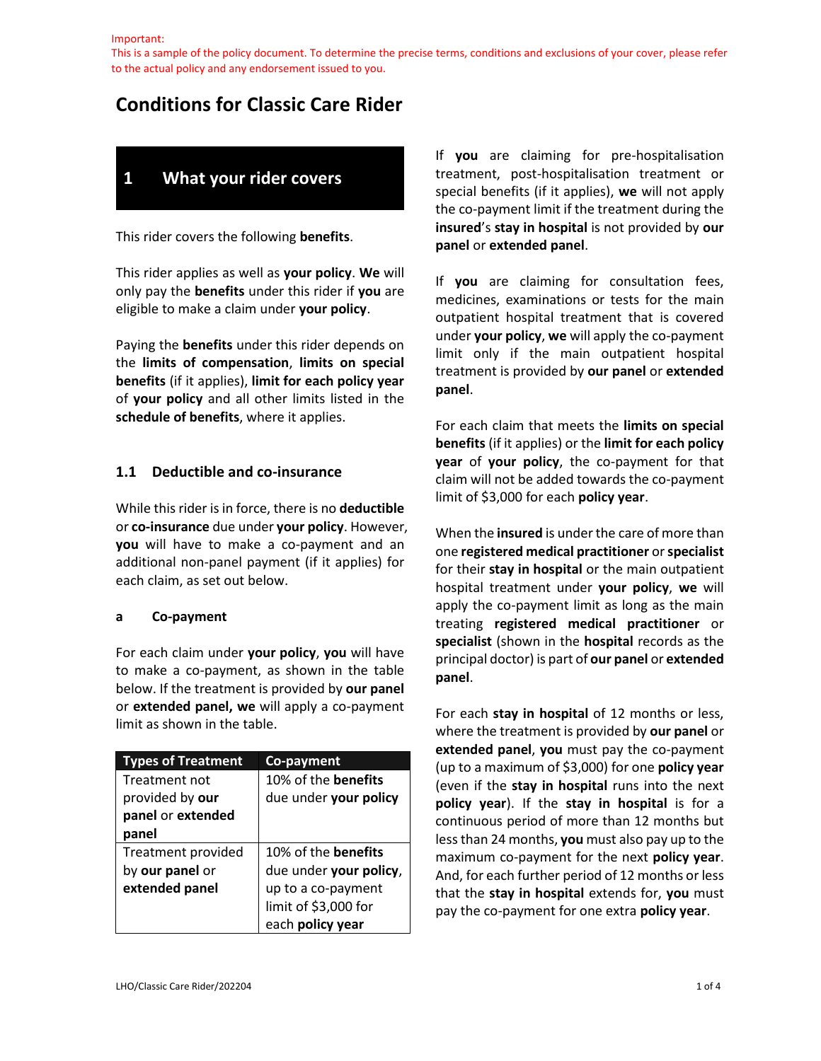Important:
This is a sample of the policy document. To determine the precise terms, conditions and exclusions of your cover, please refer to the actual policy and any endorsement issued to you.

# Conditions for Classic Care Rider

## 1 What your rider covers

This rider covers the following **benefits**.

This rider applies as well as **your policy**. **We** will only pay the **benefits** under this rider if **you** are eligible to make a claim under **your policy**.

Paying the **benefits** under this rider depends on the **limits of compensation**, **limits on special benefits** (if it applies), **limit for each policy year** of **your policy** and all other limits listed in the **schedule of benefits**, where it applies.

### 1.1 Deductible and co-insurance

While this rider is in force, there is no **deductible** or **co-insurance** due under **your policy**. However, **you** will have to make a co-payment and an additional non-panel payment (if it applies) for each claim, as set out below.

#### a Co-payment

For each claim under **your policy**, **you** will have to make a co-payment, as shown in the table below. If the treatment is provided by **our panel** or **extended panel, we** will apply a co-payment limit as shown in the table.

| Types of Treatment | Co-payment |
| --- | --- |
| Treatment not provided by **our panel** or **extended panel** | 10% of the **benefits** due under **your policy** |
| Treatment provided by **our panel** or **extended panel** | 10% of the **benefits** due under **your policy**, up to a co-payment limit of $3,000 for each **policy year** |

If **you** are claiming for pre-hospitalisation treatment, post-hospitalisation treatment or special benefits (if it applies), **we** will not apply the co-payment limit if the treatment during the **insured**'s **stay in hospital** is not provided by **our panel** or **extended panel**.

If **you** are claiming for consultation fees, medicines, examinations or tests for the main outpatient hospital treatment that is covered under **your policy**, **we** will apply the co-payment limit only if the main outpatient hospital treatment is provided by **our panel** or **extended panel**.

For each claim that meets the **limits on special benefits** (if it applies) or the **limit for each policy year** of **your policy**, the co-payment for that claim will not be added towards the co-payment limit of $3,000 for each **policy year**.

When the **insured** is under the care of more than one **registered medical practitioner** or **specialist** for their **stay in hospital** or the main outpatient hospital treatment under **your policy**, **we** will apply the co-payment limit as long as the main treating **registered medical practitioner** or **specialist** (shown in the **hospital** records as the principal doctor) is part of **our panel** or **extended panel**.

For each **stay in hospital** of 12 months or less, where the treatment is provided by **our panel** or **extended panel**, **you** must pay the co-payment (up to a maximum of $3,000) for one **policy year** (even if the **stay in hospital** runs into the next **policy year**). If the **stay in hospital** is for a continuous period of more than 12 months but less than 24 months, **you** must also pay up to the maximum co-payment for the next **policy year**. And, for each further period of 12 months or less that the **stay in hospital** extends for, **you** must pay the co-payment for one extra **policy year**.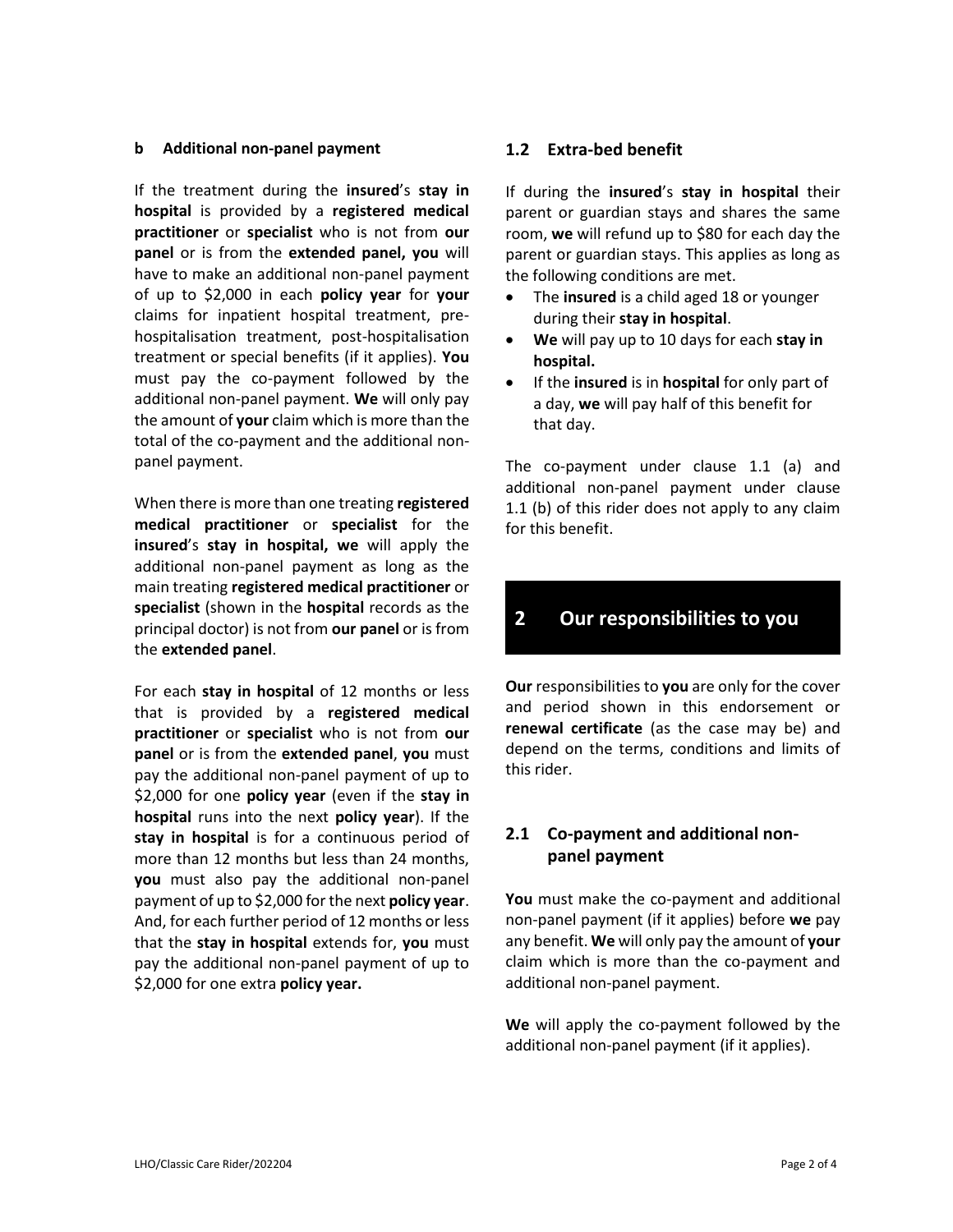### b Additional non-panel payment

If the treatment during the **insured**'s **stay in hospital** is provided by a **registered medical practitioner** or **specialist** who is not from **our panel** or is from the **extended panel, you** will have to make an additional non-panel payment of up to $2,000 in each **policy year** for **your** claims for inpatient hospital treatment, pre-hospitalisation treatment, post-hospitalisation treatment or special benefits (if it applies). **You** must pay the co-payment followed by the additional non-panel payment. **We** will only pay the amount of **your** claim which is more than the total of the co-payment and the additional non-panel payment.

When there is more than one treating **registered medical practitioner** or **specialist** for the **insured**'s **stay in hospital, we** will apply the additional non-panel payment as long as the main treating **registered medical practitioner** or **specialist** (shown in the **hospital** records as the principal doctor) is not from **our panel** or is from the **extended panel**.

For each **stay in hospital** of 12 months or less that is provided by a **registered medical practitioner** or **specialist** who is not from **our panel** or is from the **extended panel**, **you** must pay the additional non-panel payment of up to $2,000 for one **policy year** (even if the **stay in hospital** runs into the next **policy year**). If the **stay in hospital** is for a continuous period of more than 12 months but less than 24 months, **you** must also pay the additional non-panel payment of up to $2,000 for the next **policy year**. And, for each further period of 12 months or less that the **stay in hospital** extends for, **you** must pay the additional non-panel payment of up to $2,000 for one extra **policy year.**

### 1.2 Extra-bed benefit

If during the **insured**'s **stay in hospital** their parent or guardian stays and shares the same room, **we** will refund up to $80 for each day the parent or guardian stays. This applies as long as the following conditions are met.

- The **insured** is a child aged 18 or younger during their **stay in hospital**.
- **We** will pay up to 10 days for each **stay in hospital.**
- If the **insured** is in **hospital** for only part of a day, **we** will pay half of this benefit for that day.

The co-payment under clause 1.1 (a) and additional non-panel payment under clause 1.1 (b) of this rider does not apply to any claim for this benefit.

## 2 Our responsibilities to you

**Our** responsibilities to **you** are only for the cover and period shown in this endorsement or **renewal certificate** (as the case may be) and depend on the terms, conditions and limits of this rider.

### 2.1 Co-payment and additional non-panel payment

**You** must make the co-payment and additional non-panel payment (if it applies) before **we** pay any benefit. **We** will only pay the amount of **your** claim which is more than the co-payment and additional non-panel payment.

**We** will apply the co-payment followed by the additional non-panel payment (if it applies).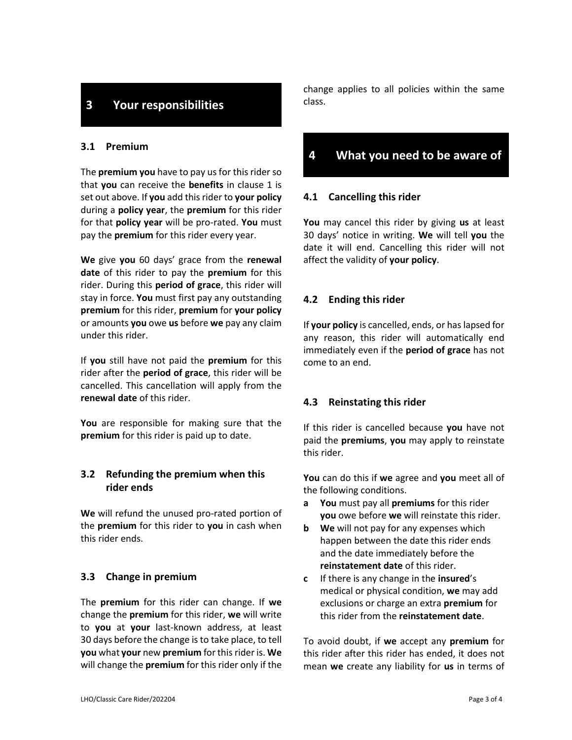## 3 Your responsibilities

### 3.1 Premium

The **premium you** have to pay us for this rider so that **you** can receive the **benefits** in clause 1 is set out above. If **you** add this rider to **your policy** during a **policy year**, the **premium** for this rider for that **policy year** will be pro-rated. **You** must pay the **premium** for this rider every year.

**We** give **you** 60 days' grace from the **renewal date** of this rider to pay the **premium** for this rider. During this **period of grace**, this rider will stay in force. **You** must first pay any outstanding **premium** for this rider, **premium** for **your policy** or amounts **you** owe **us** before **we** pay any claim under this rider.

If **you** still have not paid the **premium** for this rider after the **period of grace**, this rider will be cancelled. This cancellation will apply from the **renewal date** of this rider.

**You** are responsible for making sure that the **premium** for this rider is paid up to date.

### 3.2 Refunding the premium when this rider ends

**We** will refund the unused pro-rated portion of the **premium** for this rider to **you** in cash when this rider ends.

### 3.3 Change in premium

The **premium** for this rider can change. If **we** change the **premium** for this rider, **we** will write to **you** at **your** last-known address, at least 30 days before the change is to take place, to tell **you** what **your** new **premium** for this rider is. **We** will change the **premium** for this rider only if the change applies to all policies within the same class.

## 4 What you need to be aware of

### 4.1 Cancelling this rider

**You** may cancel this rider by giving **us** at least 30 days' notice in writing. **We** will tell **you** the date it will end. Cancelling this rider will not affect the validity of **your policy**.

### 4.2 Ending this rider

If **your policy** is cancelled, ends, or has lapsed for any reason, this rider will automatically end immediately even if the **period of grace** has not come to an end.

### 4.3 Reinstating this rider

If this rider is cancelled because **you** have not paid the **premiums**, **you** may apply to reinstate this rider.

**You** can do this if **we** agree and **you** meet all of the following conditions.

- **a** **You** must pay all **premiums** for this rider **you** owe before **we** will reinstate this rider.
- **b** **We** will not pay for any expenses which happen between the date this rider ends and the date immediately before the **reinstatement date** of this rider.
- **c** If there is any change in the **insured**'s medical or physical condition, **we** may add exclusions or charge an extra **premium** for this rider from the **reinstatement date**.

To avoid doubt, if **we** accept any **premium** for this rider after this rider has ended, it does not mean **we** create any liability for **us** in terms of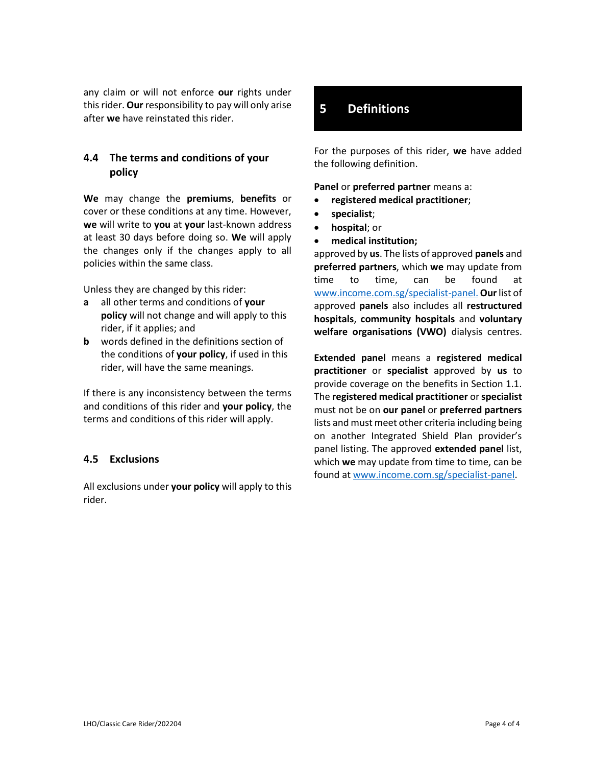any claim or will not enforce **our** rights under this rider. **Our** responsibility to pay will only arise after **we** have reinstated this rider.

### 4.4 The terms and conditions of your policy

**We** may change the **premiums**, **benefits** or cover or these conditions at any time. However, **we** will write to **you** at **your** last-known address at least 30 days before doing so. **We** will apply the changes only if the changes apply to all policies within the same class.

Unless they are changed by this rider:

- **a** all other terms and conditions of **your policy** will not change and will apply to this rider, if it applies; and
- **b** words defined in the definitions section of the conditions of **your policy**, if used in this rider, will have the same meanings.

If there is any inconsistency between the terms and conditions of this rider and **your policy**, the terms and conditions of this rider will apply.

### 4.5 Exclusions

All exclusions under **your policy** will apply to this rider.

## 5 Definitions

For the purposes of this rider, **we** have added the following definition.

**Panel** or **preferred partner** means a:

- **registered medical practitioner**;
- **specialist**;
- **hospital**; or
- **medical institution;**

approved by **us**. The lists of approved **panels** and **preferred partners**, which **we** may update from time to time, can be found at www.income.com.sg/specialist-panel. **Our** list of approved **panels** also includes all **restructured hospitals**, **community hospitals** and **voluntary welfare organisations (VWO)** dialysis centres.

**Extended panel** means a **registered medical practitioner** or **specialist** approved by **us** to provide coverage on the benefits in Section 1.1. The **registered medical practitioner** or **specialist** must not be on **our panel** or **preferred partners** lists and must meet other criteria including being on another Integrated Shield Plan provider's panel listing. The approved **extended panel** list, which **we** may update from time to time, can be found at www.income.com.sg/specialist-panel.